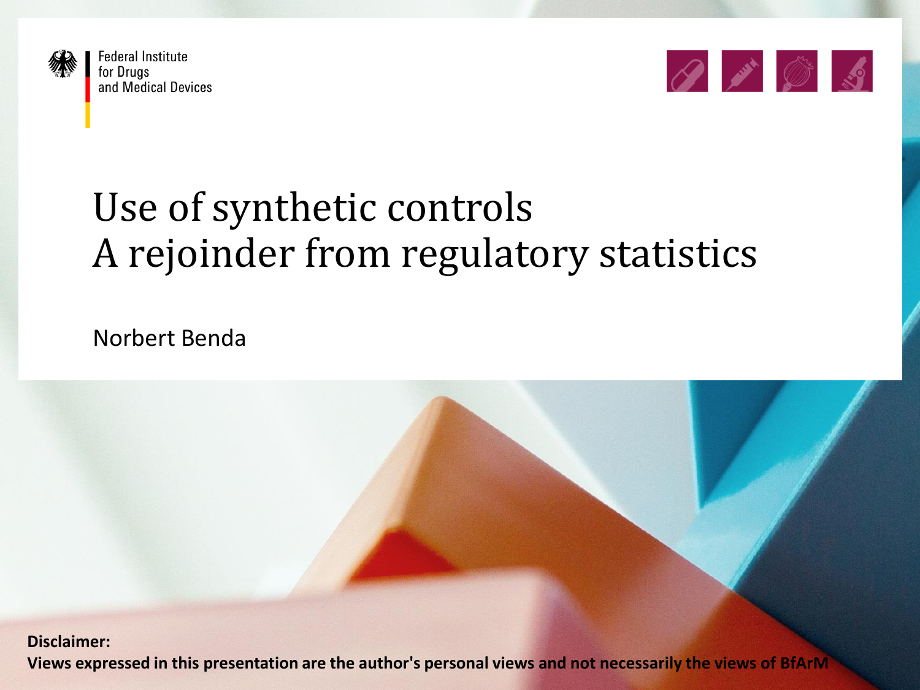Federal Institute
for Drugs
and Medical Devices

# Use of synthetic controls
# A rejoinder from regulatory statistics

Norbert Benda

**Disclaimer:**
**Views expressed in this presentation are the author's personal views and not necessarily the views of BfArM**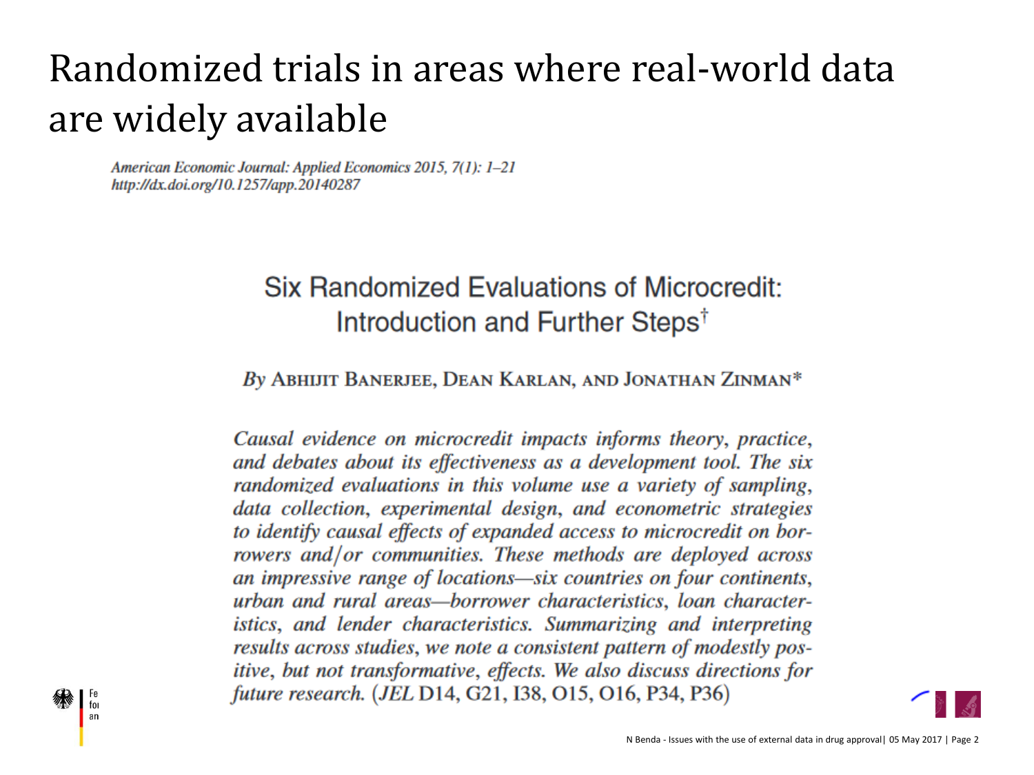# Randomized trials in areas where real-world data are widely available

*American Economic Journal: Applied Economics 2015, 7(1): 1–21*
*http://dx.doi.org/10.1257/app.20140287*

## Six Randomized Evaluations of Microcredit: Introduction and Further Steps[†]

*By* Abhijit Banerjee, Dean Karlan, and Jonathan Zinman*

*Causal evidence on microcredit impacts informs theory, practice, and debates about its effectiveness as a development tool. The six randomized evaluations in this volume use a variety of sampling, data collection, experimental design, and econometric strategies to identify causal effects of expanded access to microcredit on borrowers and/or communities. These methods are deployed across an impressive range of locations—six countries on four continents, urban and rural areas—borrower characteristics, loan characteristics, and lender characteristics. Summarizing and interpreting results across studies, we note a consistent pattern of modestly positive, but not transformative, effects. We also discuss directions for future research.* (*JEL* D14, G21, I38, O15, O16, P34, P36)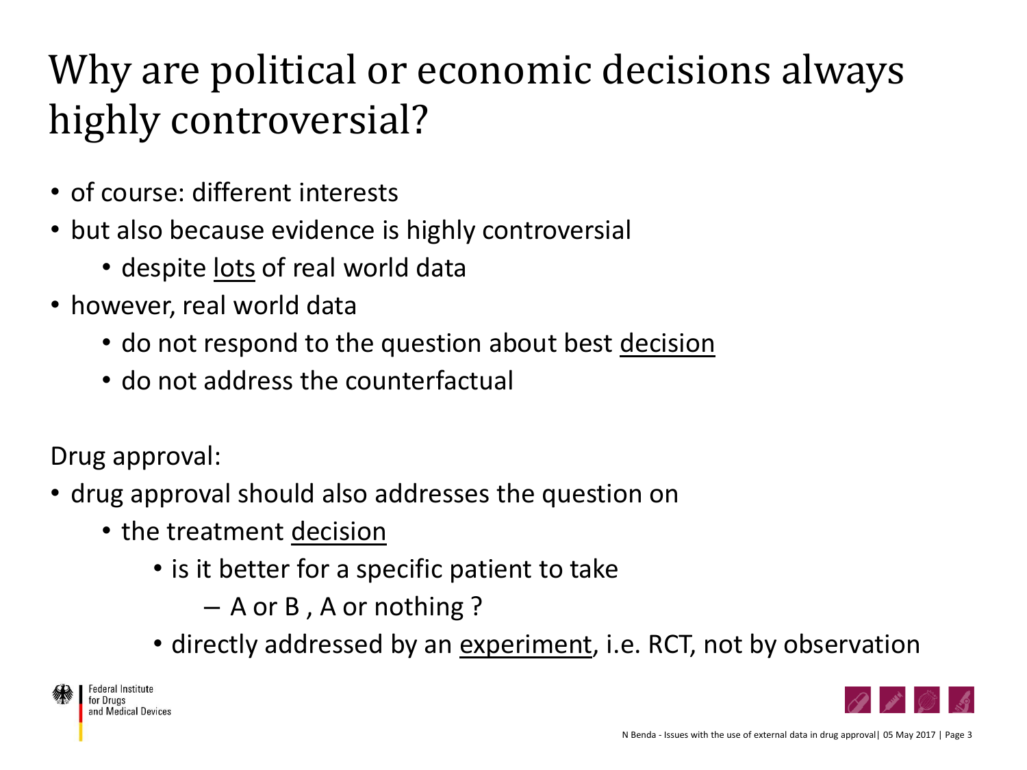# Why are political or economic decisions always highly controversial?

- of course: different interests
- but also because evidence is highly controversial
  - despite <u>lots</u> of real world data
- however, real world data
  - do not respond to the question about best <u>decision</u>
  - do not address the counterfactual

Drug approval:

- drug approval should also addresses the question on
  - the treatment <u>decision</u>
    - is it better for a specific patient to take
      - A or B , A or nothing ?
    - directly addressed by an <u>experiment</u>, i.e. RCT, not by observation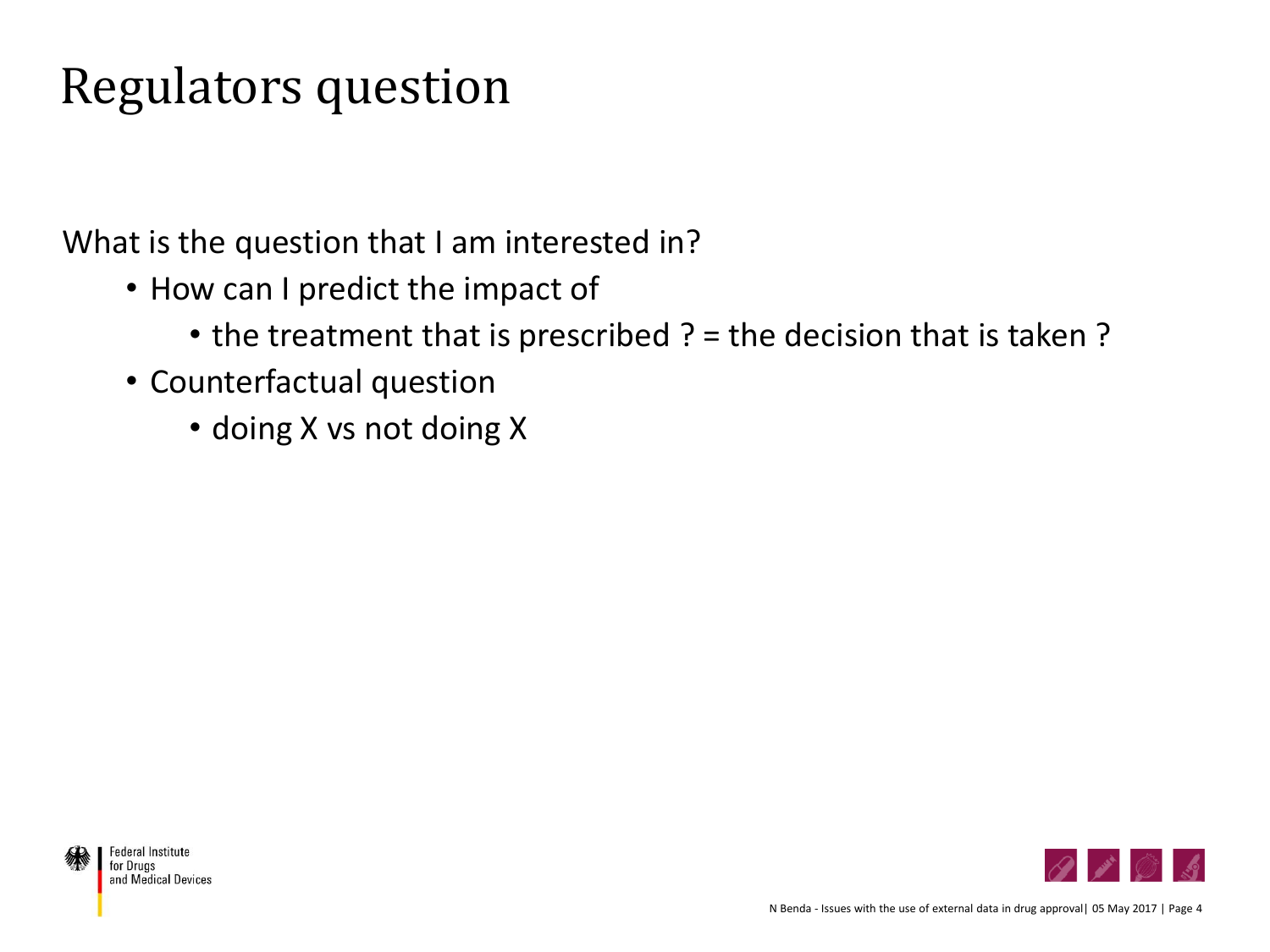# Regulators question

What is the question that I am interested in?

- How can I predict the impact of
  - the treatment that is prescribed ? = the decision that is taken ?
- Counterfactual question
  - doing X vs not doing X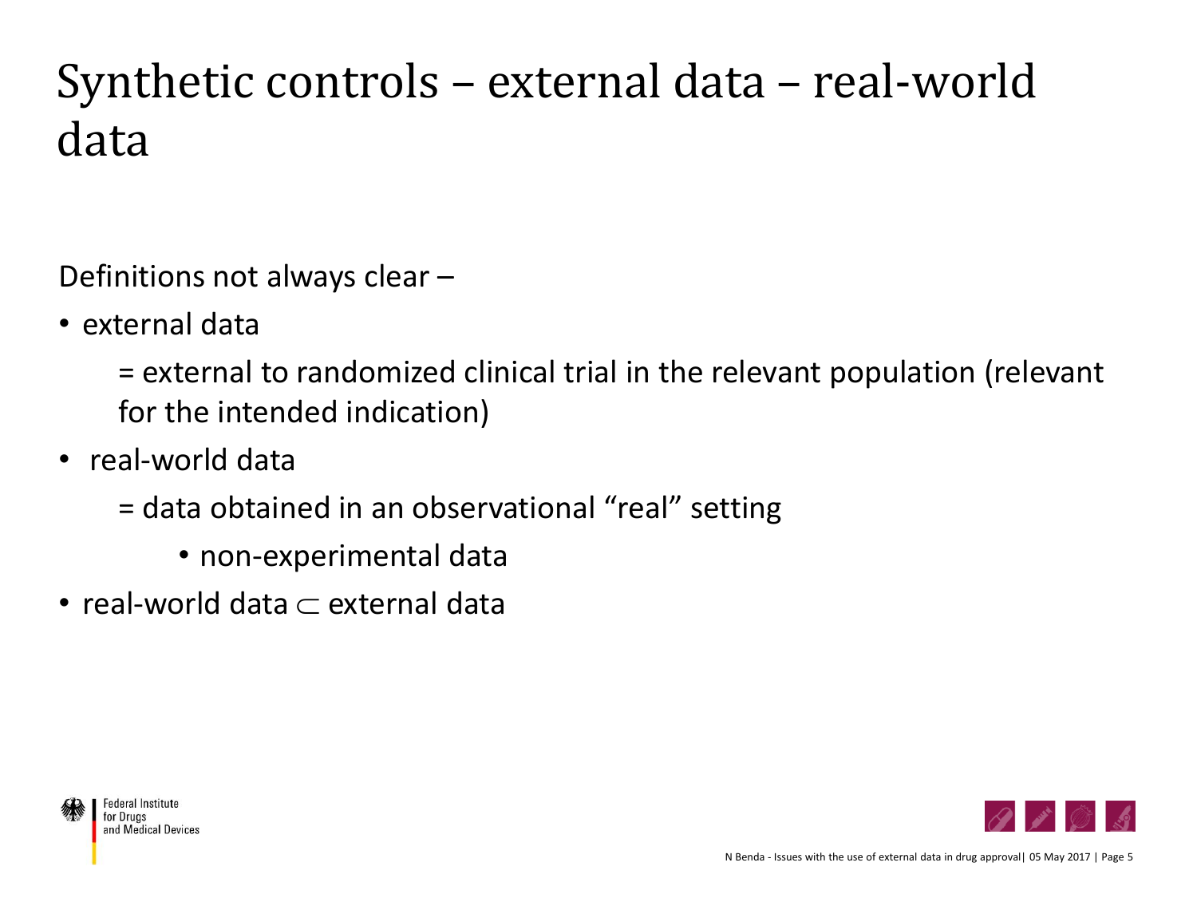# Synthetic controls – external data – real-world data

Definitions not always clear –

- external data

  = external to randomized clinical trial in the relevant population (relevant for the intended indication)

- real-world data

  = data obtained in an observational "real" setting

  - non-experimental data

- real-world data $\subset$ external data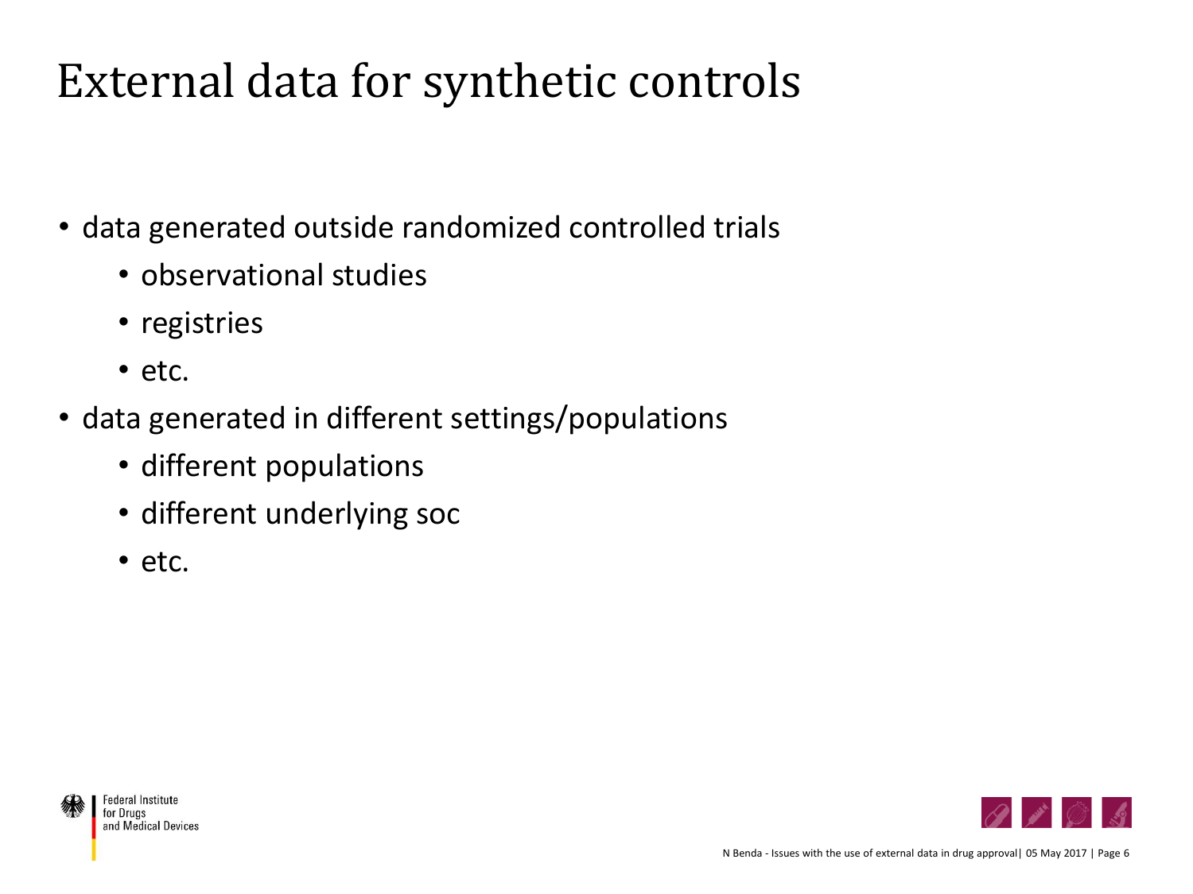# External data for synthetic controls

- data generated outside randomized controlled trials
  - observational studies
  - registries
  - etc.
- data generated in different settings/populations
  - different populations
  - different underlying soc
  - etc.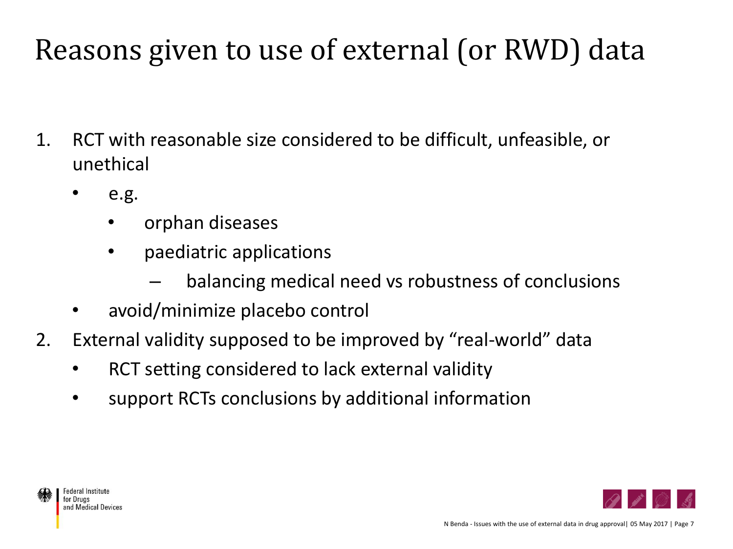# Reasons given to use of external (or RWD) data

1. RCT with reasonable size considered to be difficult, unfeasible, or unethical
   - e.g.
     - orphan diseases
     - paediatric applications
       - balancing medical need vs robustness of conclusions
   - avoid/minimize placebo control
2. External validity supposed to be improved by "real-world" data
   - RCT setting considered to lack external validity
   - support RCTs conclusions by additional information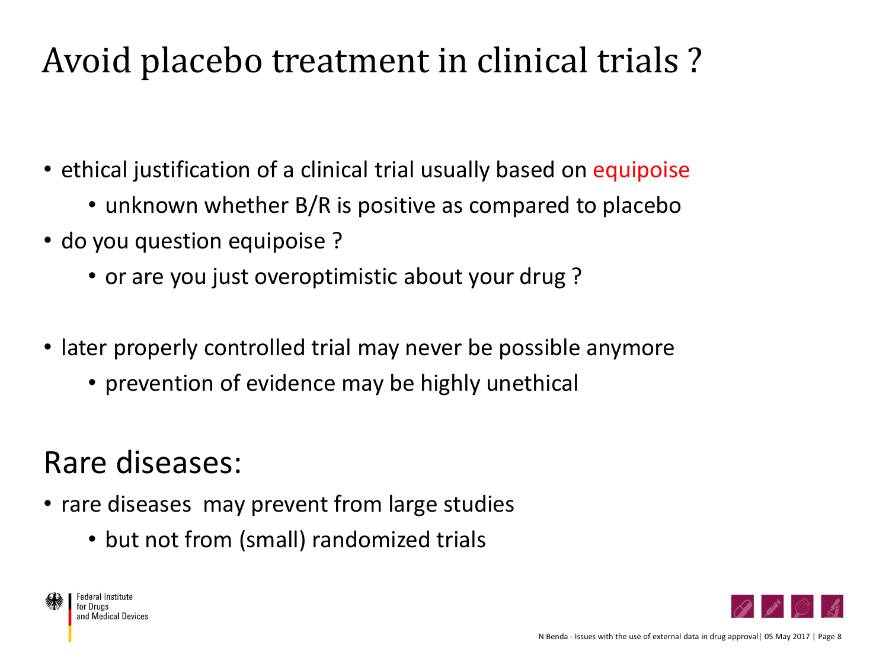# Avoid placebo treatment in clinical trials ?

- ethical justification of a clinical trial usually based on equipoise
  - unknown whether B/R is positive as compared to placebo
- do you question equipoise ?
  - or are you just overoptimistic about your drug ?

- later properly controlled trial may never be possible anymore
  - prevention of evidence may be highly unethical

## Rare diseases:

- rare diseases  may prevent from large studies
  - but not from (small) randomized trials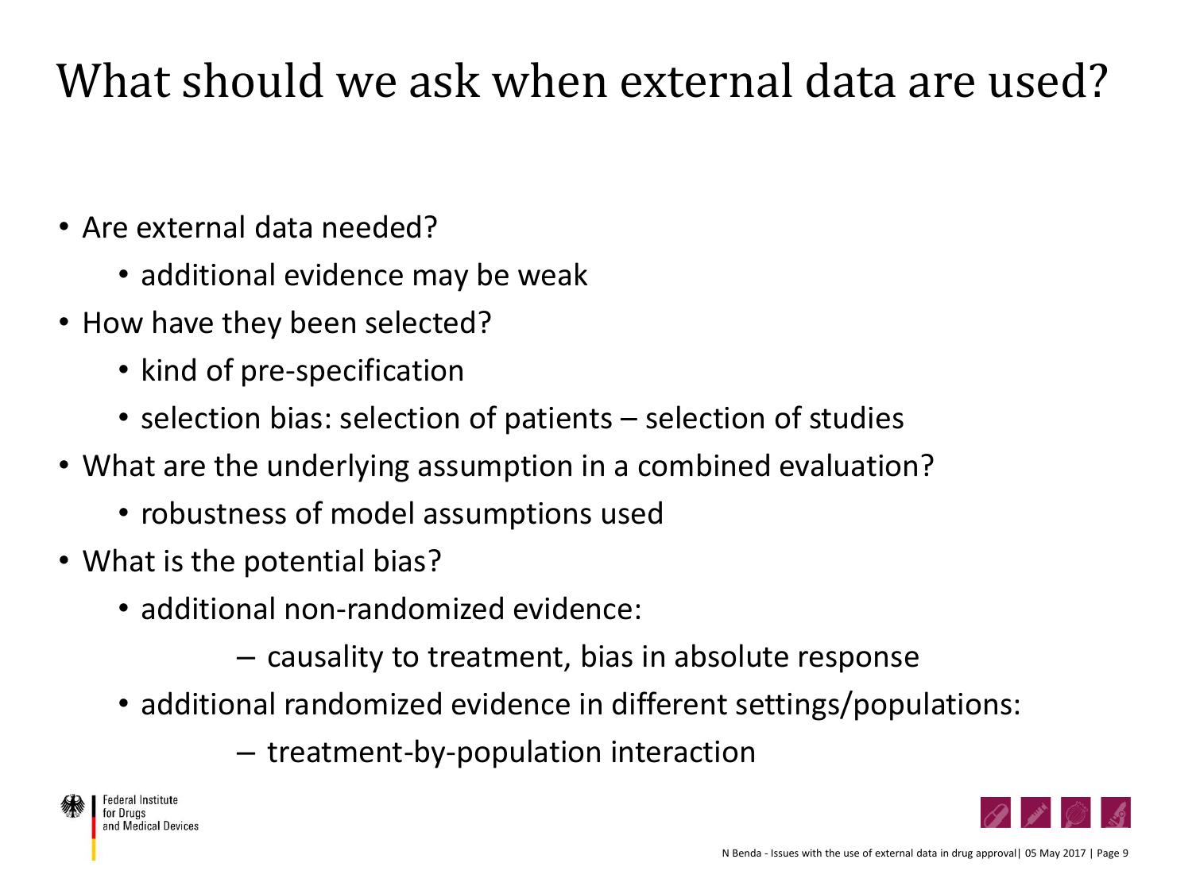# What should we ask when external data are used?

- Are external data needed?
  - additional evidence may be weak
- How have they been selected?
  - kind of pre-specification
  - selection bias: selection of patients – selection of studies
- What are the underlying assumption in a combined evaluation?
  - robustness of model assumptions used
- What is the potential bias?
  - additional non-randomized evidence:
    - causality to treatment, bias in absolute response
  - additional randomized evidence in different settings/populations:
    - treatment-by-population interaction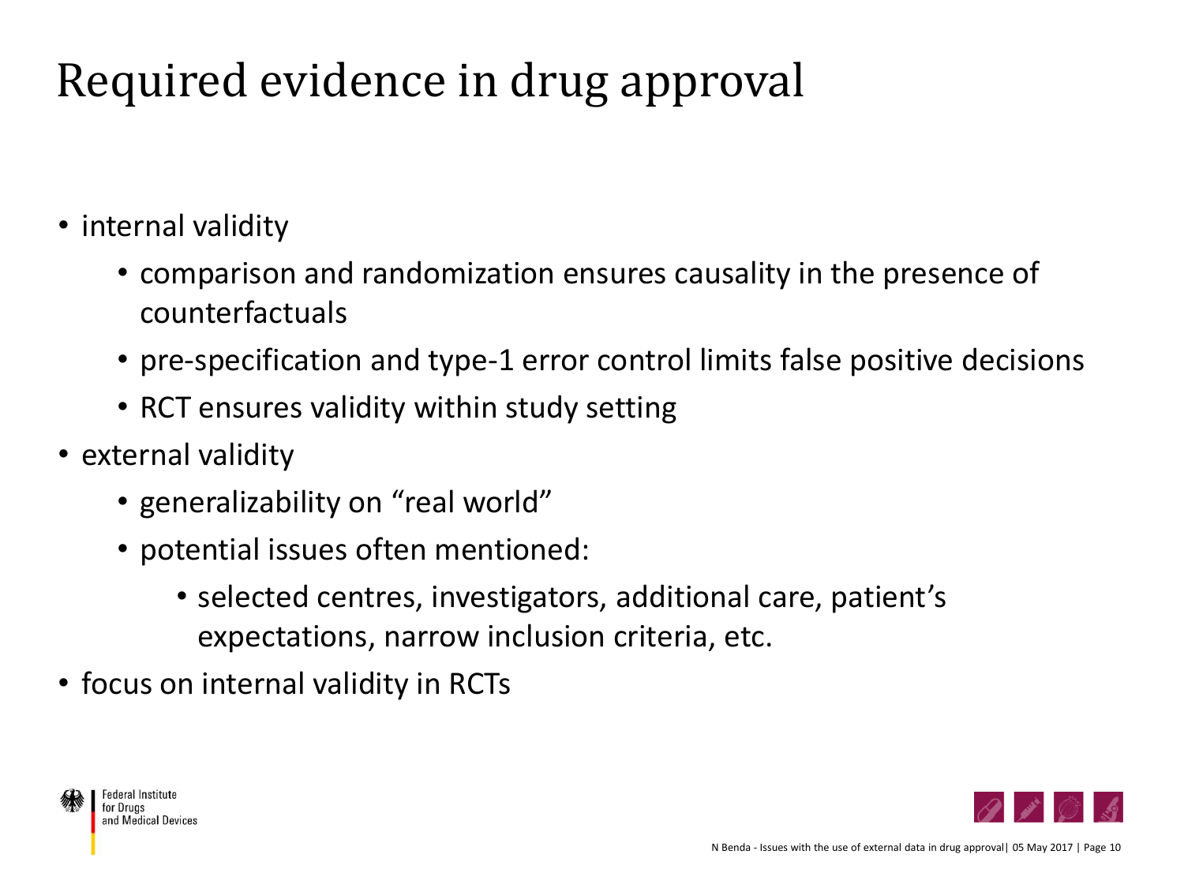# Required evidence in drug approval

- internal validity
  - comparison and randomization ensures causality in the presence of counterfactuals
  - pre-specification and type-1 error control limits false positive decisions
  - RCT ensures validity within study setting
- external validity
  - generalizability on “real world”
  - potential issues often mentioned:
    - selected centres, investigators, additional care, patient’s expectations, narrow inclusion criteria, etc.
- focus on internal validity in RCTs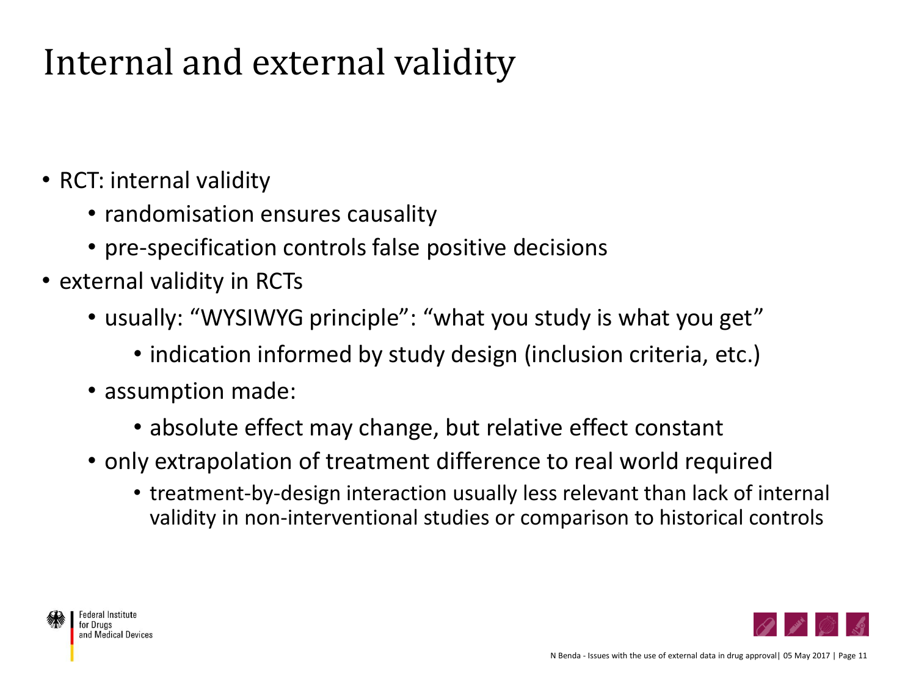# Internal and external validity

- RCT: internal validity
  - randomisation ensures causality
  - pre-specification controls false positive decisions
- external validity in RCTs
  - usually: "WYSIWYG principle": "what you study is what you get"
    - indication informed by study design (inclusion criteria, etc.)
  - assumption made:
    - absolute effect may change, but relative effect constant
  - only extrapolation of treatment difference to real world required
    - treatment-by-design interaction usually less relevant than lack of internal validity in non-interventional studies or comparison to historical controls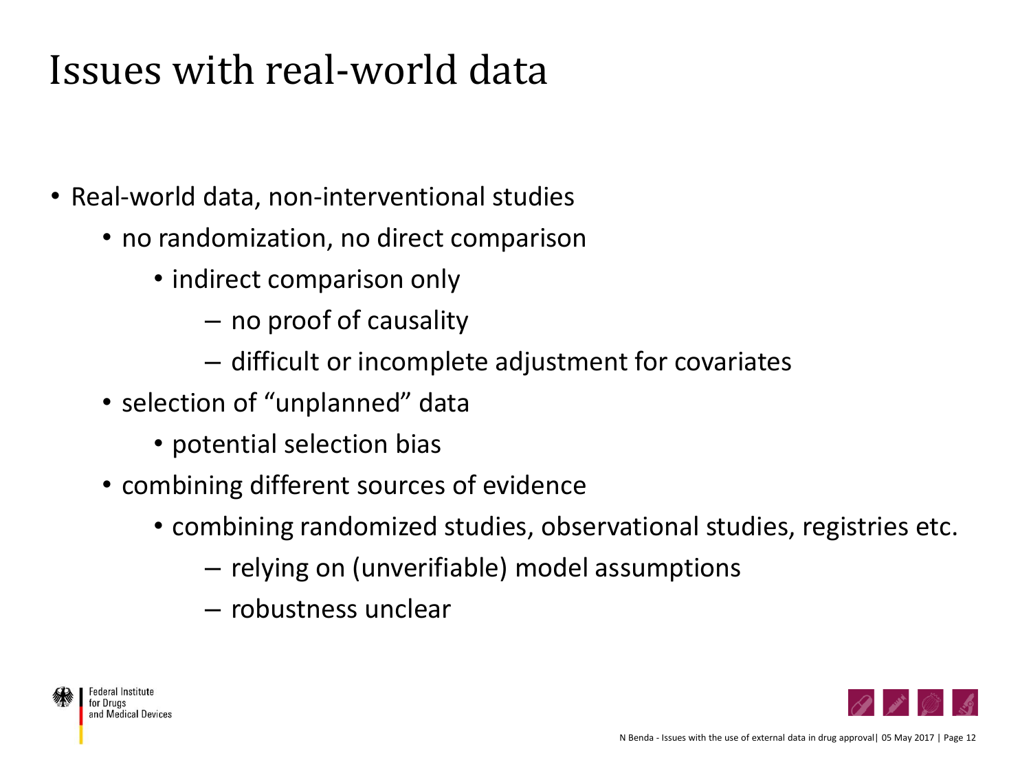# Issues with real-world data

- Real-world data, non-interventional studies
  - no randomization, no direct comparison
    - indirect comparison only
      - no proof of causality
      - difficult or incomplete adjustment for covariates
  - selection of "unplanned" data
    - potential selection bias
  - combining different sources of evidence
    - combining randomized studies, observational studies, registries etc.
      - relying on (unverifiable) model assumptions
      - robustness unclear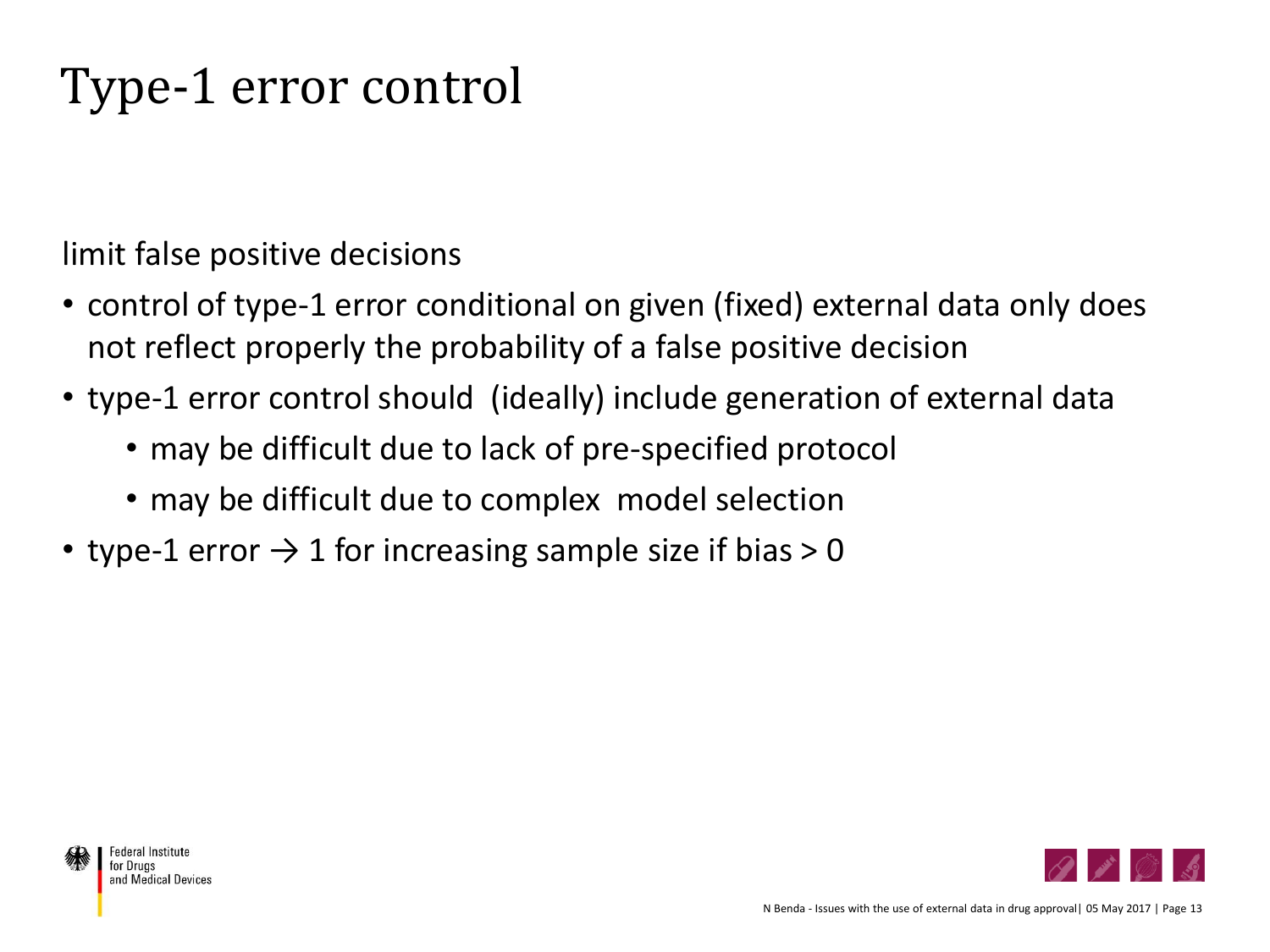# Type-1 error control

limit false positive decisions

- control of type-1 error conditional on given (fixed) external data only does not reflect properly the probability of a false positive decision
- type-1 error control should (ideally) include generation of external data
  - may be difficult due to lack of pre-specified protocol
  - may be difficult due to complex model selection
- type-1 error $\rightarrow$ 1 for increasing sample size if bias > 0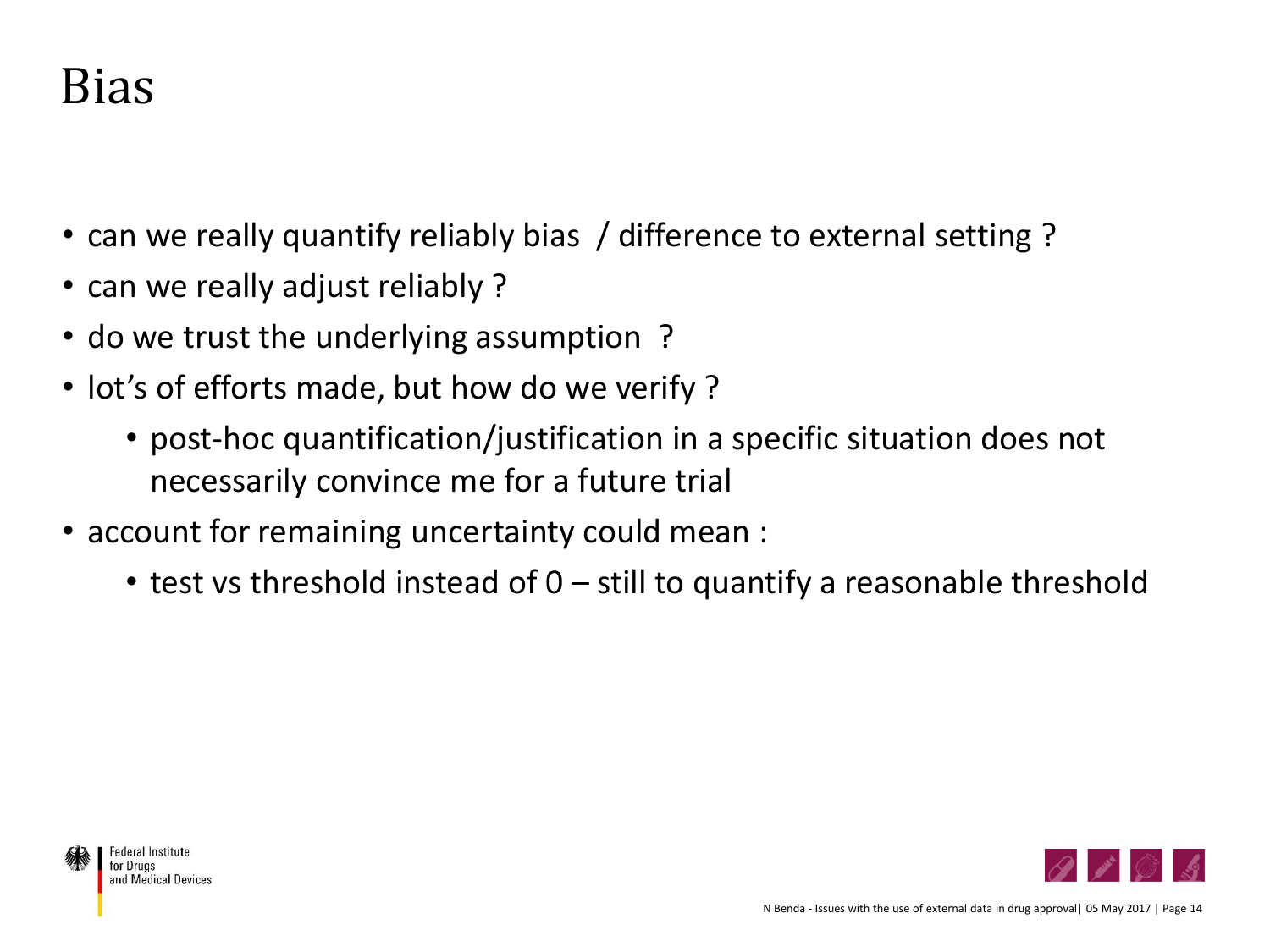# Bias

- can we really quantify reliably bias / difference to external setting ?
- can we really adjust reliably ?
- do we trust the underlying assumption ?
- lot's of efforts made, but how do we verify ?
    - post-hoc quantification/justification in a specific situation does not necessarily convince me for a future trial
- account for remaining uncertainty could mean :
    - test vs threshold instead of 0 – still to quantify a reasonable threshold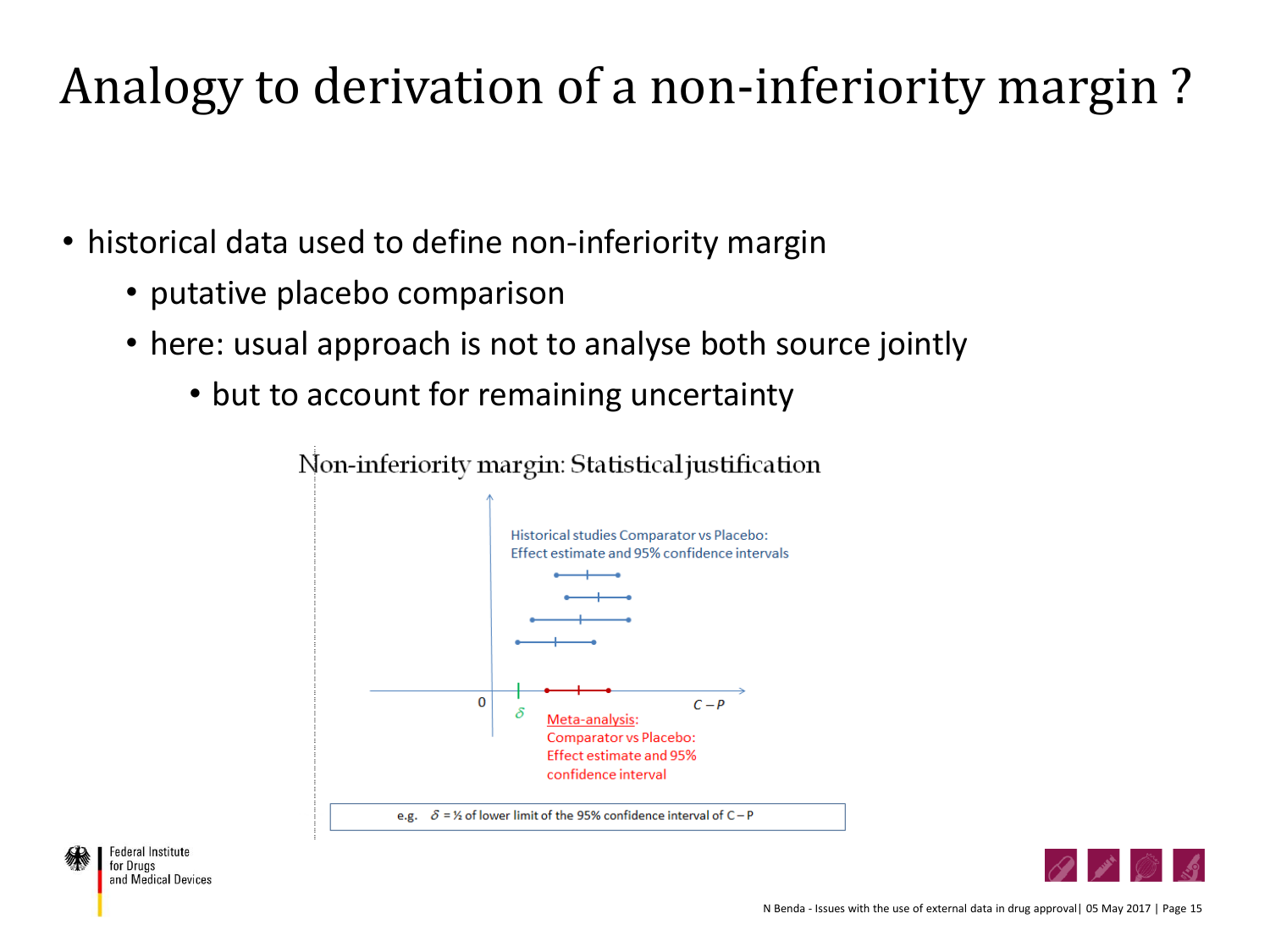# Analogy to derivation of a non-inferiority margin ?

- historical data used to define non-inferiority margin
  - putative placebo comparison
  - here: usual approach is not to analyse both source jointly
    - but to account for remaining uncertainty

Non-inferiority margin: Statistical justification

Historical studies Comparator vs Placebo: Effect estimate and 95% confidence intervals

0

$\delta$

$C - P$

Meta-analysis: Comparator vs Placebo: Effect estimate and 95% confidence interval

e.g. $\delta$ = ½ of lower limit of the 95% confidence interval of C – P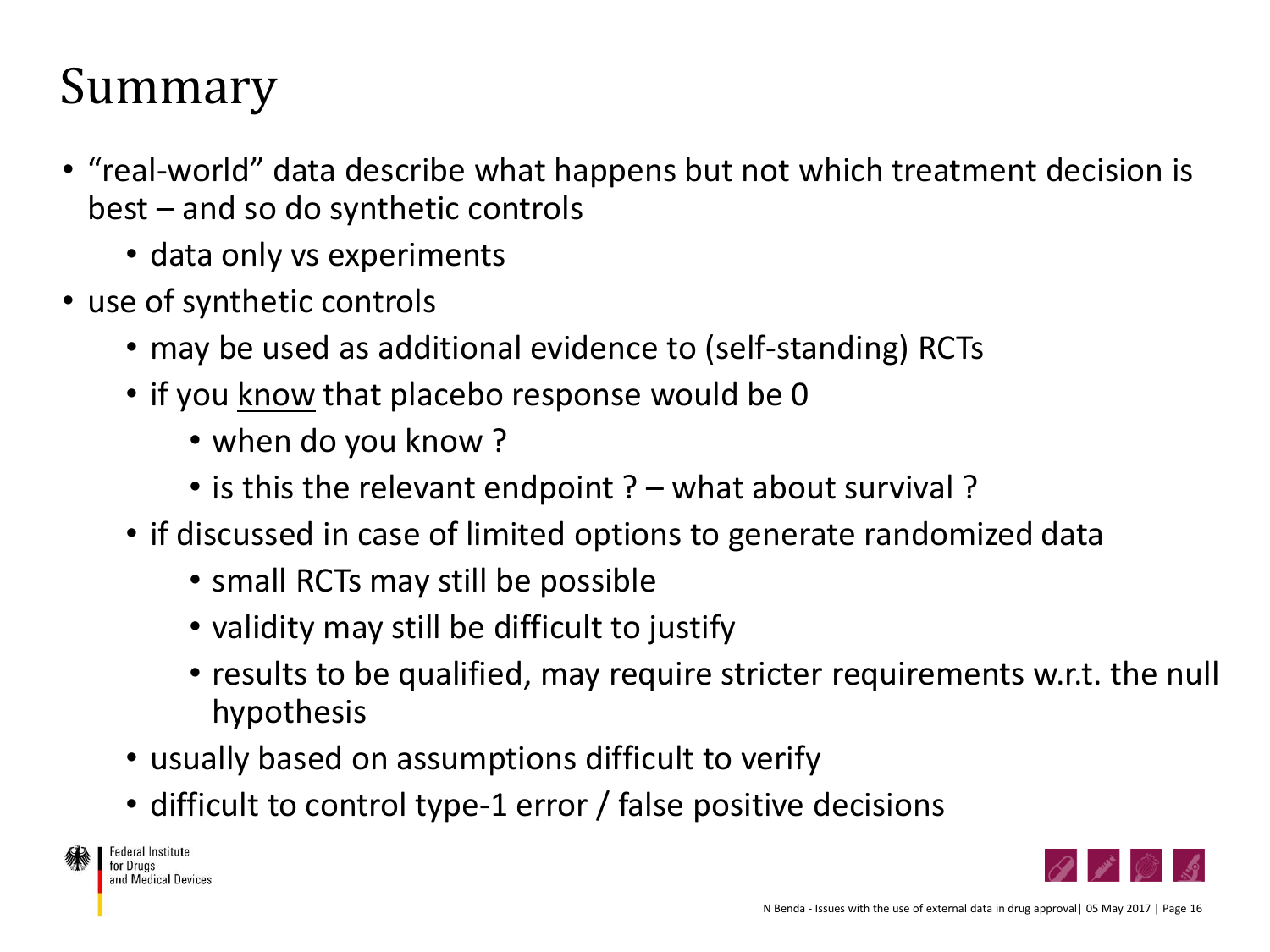# Summary

- "real-world" data describe what happens but not which treatment decision is best – and so do synthetic controls
  - data only vs experiments
- use of synthetic controls
  - may be used as additional evidence to (self-standing) RCTs
  - if you <u>know</u> that placebo response would be 0
    - when do you know ?
    - is this the relevant endpoint ? – what about survival ?
  - if discussed in case of limited options to generate randomized data
    - small RCTs may still be possible
    - validity may still be difficult to justify
    - results to be qualified, may require stricter requirements w.r.t. the null hypothesis
  - usually based on assumptions difficult to verify
  - difficult to control type-1 error / false positive decisions